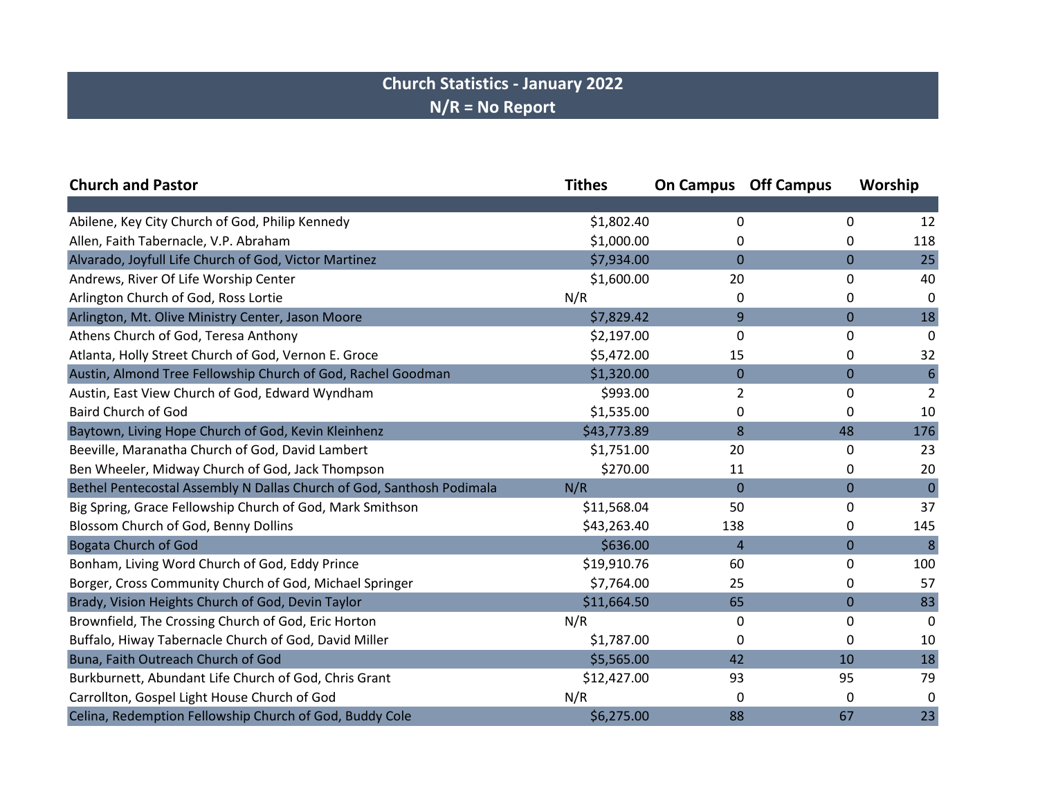# Church Statistics - January 2022
## N/R = No Report

| Church and Pastor | Tithes | On Campus | Off Campus | Worship |
|---|---|---|---|---|
| Abilene, Key City Church of God, Philip Kennedy | $1,802.40 | 0 | 0 | 12 |
| Allen, Faith Tabernacle, V.P. Abraham | $1,000.00 | 0 | 0 | 118 |
| Alvarado, Joyfull Life Church of God, Victor Martinez | $7,934.00 | 0 | 0 | 25 |
| Andrews, River Of Life Worship Center | $1,600.00 | 20 | 0 | 40 |
| Arlington Church of God, Ross Lortie | N/R | 0 | 0 | 0 |
| Arlington, Mt. Olive Ministry Center, Jason Moore | $7,829.42 | 9 | 0 | 18 |
| Athens Church of God, Teresa Anthony | $2,197.00 | 0 | 0 | 0 |
| Atlanta, Holly Street Church of God, Vernon E. Groce | $5,472.00 | 15 | 0 | 32 |
| Austin, Almond Tree Fellowship Church of God, Rachel Goodman | $1,320.00 | 0 | 0 | 6 |
| Austin, East View Church of God, Edward Wyndham | $993.00 | 2 | 0 | 2 |
| Baird Church of God | $1,535.00 | 0 | 0 | 10 |
| Baytown, Living Hope Church of God, Kevin Kleinhenz | $43,773.89 | 8 | 48 | 176 |
| Beeville, Maranatha Church of God, David Lambert | $1,751.00 | 20 | 0 | 23 |
| Ben Wheeler, Midway Church of God, Jack Thompson | $270.00 | 11 | 0 | 20 |
| Bethel Pentecostal Assembly N Dallas Church of God, Santhosh Podimala | N/R | 0 | 0 | 0 |
| Big Spring, Grace Fellowship Church of God, Mark Smithson | $11,568.04 | 50 | 0 | 37 |
| Blossom Church of God, Benny Dollins | $43,263.40 | 138 | 0 | 145 |
| Bogata Church of God | $636.00 | 4 | 0 | 8 |
| Bonham, Living Word Church of God, Eddy Prince | $19,910.76 | 60 | 0 | 100 |
| Borger, Cross Community Church of God, Michael Springer | $7,764.00 | 25 | 0 | 57 |
| Brady, Vision Heights Church of God, Devin Taylor | $11,664.50 | 65 | 0 | 83 |
| Brownfield, The Crossing Church of God, Eric Horton | N/R | 0 | 0 | 0 |
| Buffalo, Hiway Tabernacle Church of God, David Miller | $1,787.00 | 0 | 0 | 10 |
| Buna, Faith Outreach Church of God | $5,565.00 | 42 | 10 | 18 |
| Burkburnett, Abundant Life Church of God, Chris Grant | $12,427.00 | 93 | 95 | 79 |
| Carrollton, Gospel Light House Church of God | N/R | 0 | 0 | 0 |
| Celina, Redemption Fellowship Church of God, Buddy Cole | $6,275.00 | 88 | 67 | 23 |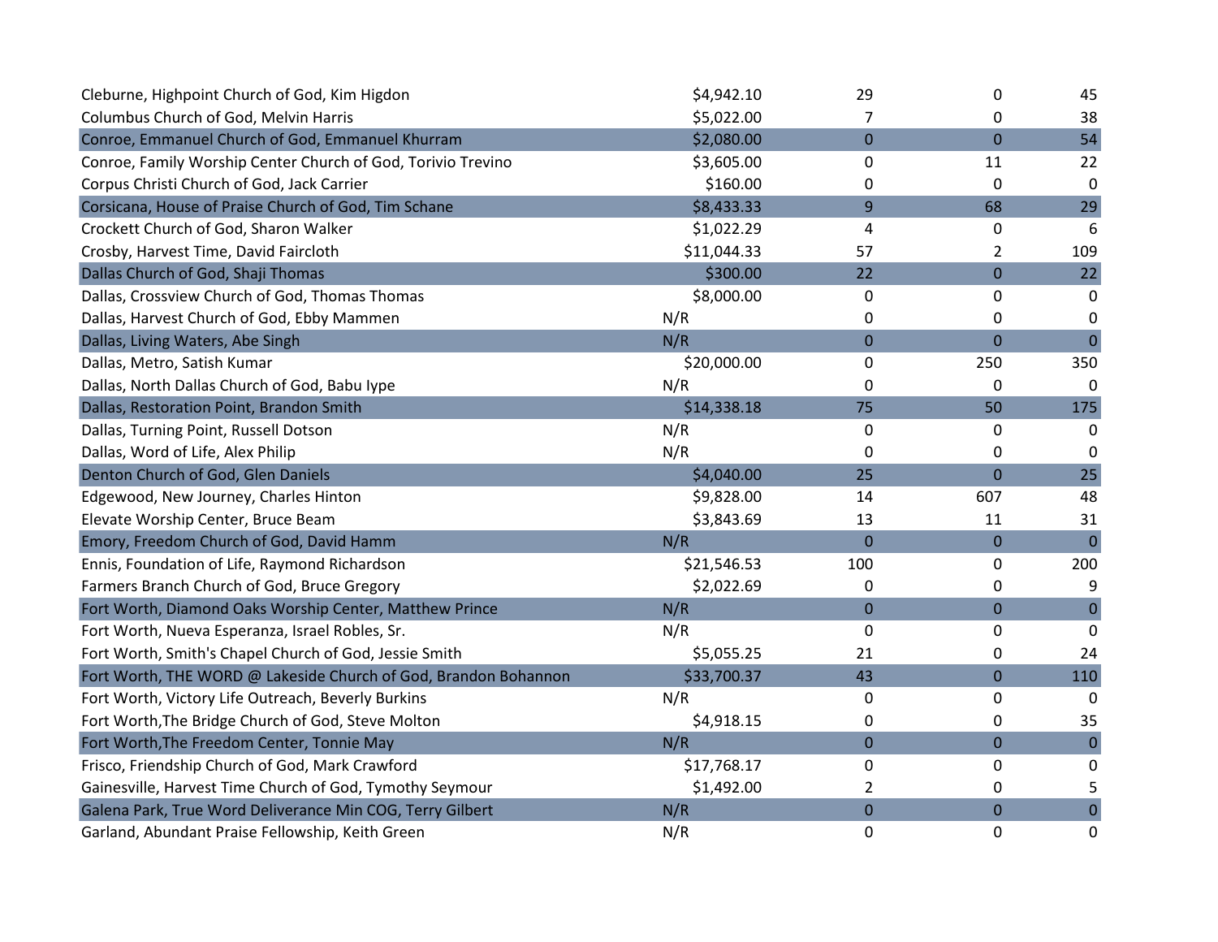| | | | | |
|---|---|---|---|---|
| Cleburne, Highpoint Church of God, Kim Higdon | $4,942.10 | 29 | 0 | 45 |
| Columbus Church of God, Melvin Harris | $5,022.00 | 7 | 0 | 38 |
| Conroe, Emmanuel Church of God, Emmanuel Khurram | $2,080.00 | 0 | 0 | 54 |
| Conroe, Family Worship Center Church of God, Torivio Trevino | $3,605.00 | 0 | 11 | 22 |
| Corpus Christi Church of God, Jack Carrier | $160.00 | 0 | 0 | 0 |
| Corsicana, House of Praise Church of God, Tim Schane | $8,433.33 | 9 | 68 | 29 |
| Crockett Church of God, Sharon Walker | $1,022.29 | 4 | 0 | 6 |
| Crosby, Harvest Time, David Faircloth | $11,044.33 | 57 | 2 | 109 |
| Dallas Church of God, Shaji Thomas | $300.00 | 22 | 0 | 22 |
| Dallas, Crossview Church of God, Thomas Thomas | $8,000.00 | 0 | 0 | 0 |
| Dallas, Harvest Church of God, Ebby Mammen | N/R | 0 | 0 | 0 |
| Dallas, Living Waters, Abe Singh | N/R | 0 | 0 | 0 |
| Dallas, Metro, Satish Kumar | $20,000.00 | 0 | 250 | 350 |
| Dallas, North Dallas Church of God, Babu Iype | N/R | 0 | 0 | 0 |
| Dallas, Restoration Point, Brandon Smith | $14,338.18 | 75 | 50 | 175 |
| Dallas, Turning Point, Russell Dotson | N/R | 0 | 0 | 0 |
| Dallas, Word of Life, Alex Philip | N/R | 0 | 0 | 0 |
| Denton Church of God, Glen Daniels | $4,040.00 | 25 | 0 | 25 |
| Edgewood, New Journey, Charles Hinton | $9,828.00 | 14 | 607 | 48 |
| Elevate Worship Center, Bruce Beam | $3,843.69 | 13 | 11 | 31 |
| Emory, Freedom Church of God, David Hamm | N/R | 0 | 0 | 0 |
| Ennis, Foundation of Life, Raymond Richardson | $21,546.53 | 100 | 0 | 200 |
| Farmers Branch Church of God, Bruce Gregory | $2,022.69 | 0 | 0 | 9 |
| Fort Worth, Diamond Oaks Worship Center, Matthew Prince | N/R | 0 | 0 | 0 |
| Fort Worth, Nueva Esperanza, Israel Robles, Sr. | N/R | 0 | 0 | 0 |
| Fort Worth, Smith's Chapel Church of God, Jessie Smith | $5,055.25 | 21 | 0 | 24 |
| Fort Worth, THE WORD @ Lakeside Church of God, Brandon Bohannon | $33,700.37 | 43 | 0 | 110 |
| Fort Worth, Victory Life Outreach, Beverly Burkins | N/R | 0 | 0 | 0 |
| Fort Worth,The Bridge Church of God, Steve Molton | $4,918.15 | 0 | 0 | 35 |
| Fort Worth,The Freedom Center, Tonnie May | N/R | 0 | 0 | 0 |
| Frisco, Friendship Church of God, Mark Crawford | $17,768.17 | 0 | 0 | 0 |
| Gainesville, Harvest Time Church of God, Tymothy Seymour | $1,492.00 | 2 | 0 | 5 |
| Galena Park, True Word Deliverance Min COG, Terry Gilbert | N/R | 0 | 0 | 0 |
| Garland, Abundant Praise Fellowship, Keith Green | N/R | 0 | 0 | 0 |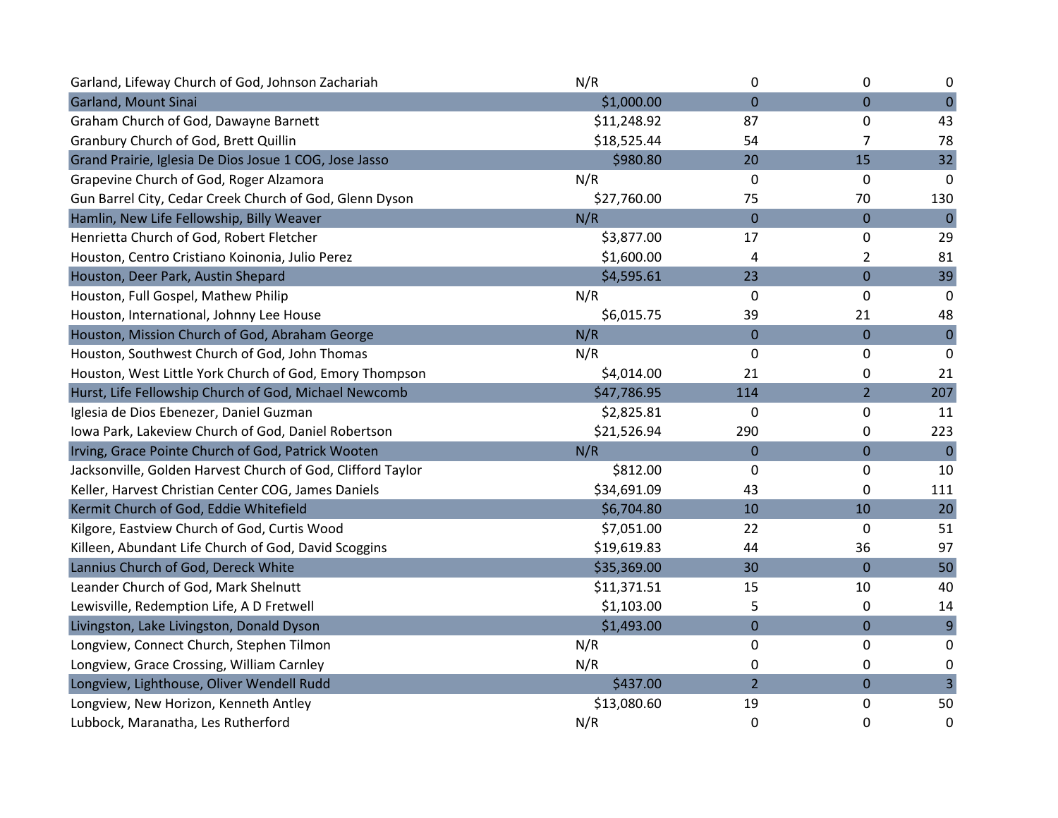| | | | | |
|---|---|---|---|---|
| Garland, Lifeway Church of God, Johnson Zachariah | N/R | 0 | 0 | 0 |
| Garland, Mount Sinai | $1,000.00 | 0 | 0 | 0 |
| Graham Church of God, Dawayne Barnett | $11,248.92 | 87 | 0 | 43 |
| Granbury Church of God, Brett Quillin | $18,525.44 | 54 | 7 | 78 |
| Grand Prairie, Iglesia De Dios Josue 1 COG, Jose Jasso | $980.80 | 20 | 15 | 32 |
| Grapevine Church of God, Roger Alzamora | N/R | 0 | 0 | 0 |
| Gun Barrel City, Cedar Creek Church of God, Glenn Dyson | $27,760.00 | 75 | 70 | 130 |
| Hamlin, New Life Fellowship, Billy Weaver | N/R | 0 | 0 | 0 |
| Henrietta Church of God, Robert Fletcher | $3,877.00 | 17 | 0 | 29 |
| Houston, Centro Cristiano Koinonia, Julio Perez | $1,600.00 | 4 | 2 | 81 |
| Houston, Deer Park, Austin Shepard | $4,595.61 | 23 | 0 | 39 |
| Houston, Full Gospel, Mathew Philip | N/R | 0 | 0 | 0 |
| Houston, International, Johnny Lee House | $6,015.75 | 39 | 21 | 48 |
| Houston, Mission Church of God, Abraham George | N/R | 0 | 0 | 0 |
| Houston, Southwest Church of God, John Thomas | N/R | 0 | 0 | 0 |
| Houston, West Little York Church of God, Emory Thompson | $4,014.00 | 21 | 0 | 21 |
| Hurst, Life Fellowship Church of God, Michael Newcomb | $47,786.95 | 114 | 2 | 207 |
| Iglesia de Dios Ebenezer, Daniel Guzman | $2,825.81 | 0 | 0 | 11 |
| Iowa Park, Lakeview Church of God, Daniel Robertson | $21,526.94 | 290 | 0 | 223 |
| Irving, Grace Pointe Church of God, Patrick Wooten | N/R | 0 | 0 | 0 |
| Jacksonville, Golden Harvest Church of God, Clifford Taylor | $812.00 | 0 | 0 | 10 |
| Keller, Harvest Christian Center COG, James Daniels | $34,691.09 | 43 | 0 | 111 |
| Kermit Church of God, Eddie Whitefield | $6,704.80 | 10 | 10 | 20 |
| Kilgore, Eastview Church of God, Curtis Wood | $7,051.00 | 22 | 0 | 51 |
| Killeen, Abundant Life Church of God, David Scoggins | $19,619.83 | 44 | 36 | 97 |
| Lannius Church of God, Dereck White | $35,369.00 | 30 | 0 | 50 |
| Leander Church of God, Mark Shelnutt | $11,371.51 | 15 | 10 | 40 |
| Lewisville, Redemption Life, A D Fretwell | $1,103.00 | 5 | 0 | 14 |
| Livingston, Lake Livingston, Donald Dyson | $1,493.00 | 0 | 0 | 9 |
| Longview, Connect Church, Stephen Tilmon | N/R | 0 | 0 | 0 |
| Longview, Grace Crossing, William Carnley | N/R | 0 | 0 | 0 |
| Longview, Lighthouse, Oliver Wendell Rudd | $437.00 | 2 | 0 | 3 |
| Longview, New Horizon, Kenneth Antley | $13,080.60 | 19 | 0 | 50 |
| Lubbock, Maranatha, Les Rutherford | N/R | 0 | 0 | 0 |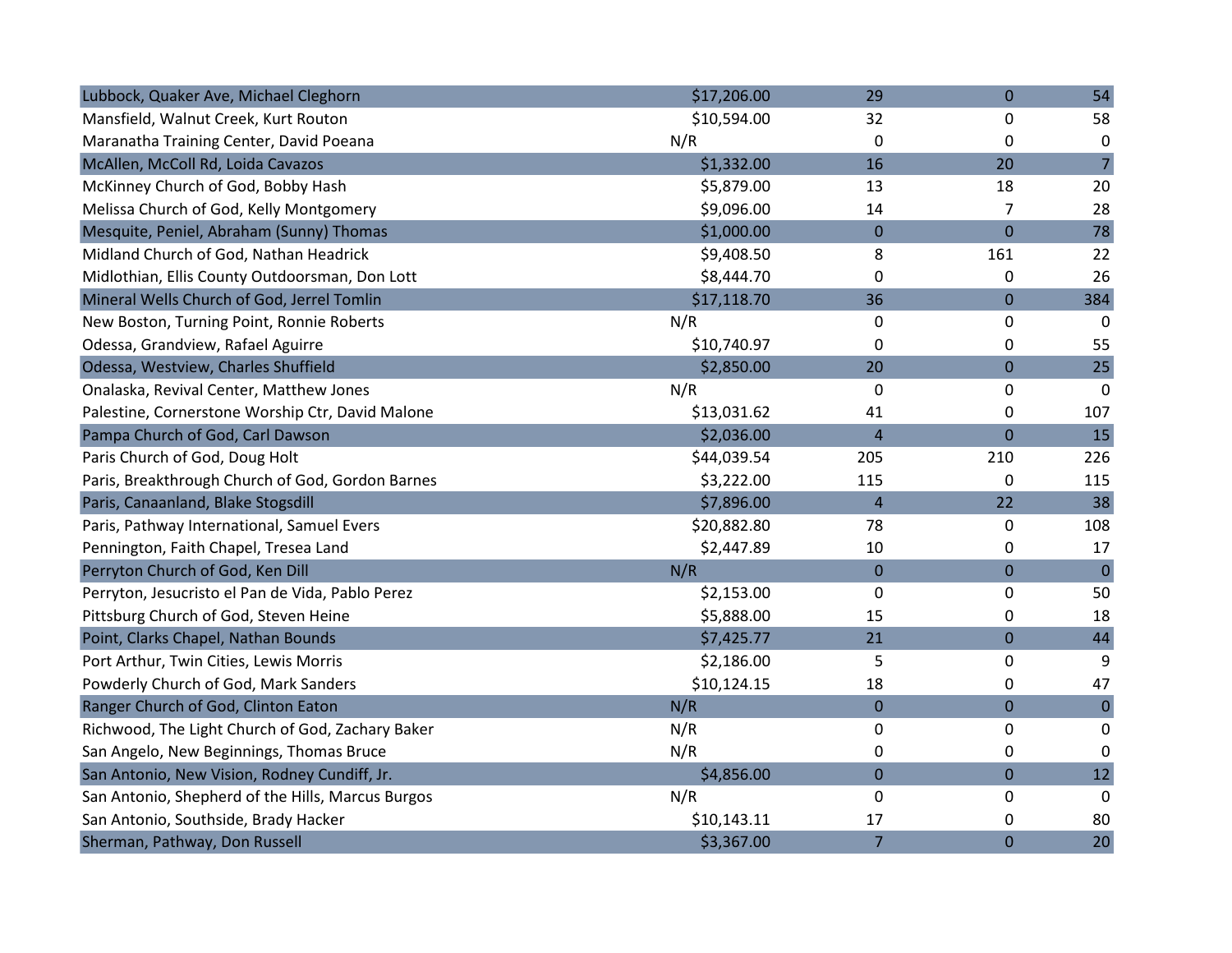| | | | | |
|---|---|---|---|---|
| Lubbock, Quaker Ave, Michael Cleghorn | $17,206.00 | 29 | 0 | 54 |
| Mansfield, Walnut Creek, Kurt Routon | $10,594.00 | 32 | 0 | 58 |
| Maranatha Training Center, David Poeana | N/R | 0 | 0 | 0 |
| McAllen, McColl Rd, Loida Cavazos | $1,332.00 | 16 | 20 | 7 |
| McKinney Church of God, Bobby Hash | $5,879.00 | 13 | 18 | 20 |
| Melissa Church of God, Kelly Montgomery | $9,096.00 | 14 | 7 | 28 |
| Mesquite, Peniel, Abraham (Sunny) Thomas | $1,000.00 | 0 | 0 | 78 |
| Midland Church of God, Nathan Headrick | $9,408.50 | 8 | 161 | 22 |
| Midlothian, Ellis County Outdoorsman, Don Lott | $8,444.70 | 0 | 0 | 26 |
| Mineral Wells Church of God, Jerrel Tomlin | $17,118.70 | 36 | 0 | 384 |
| New Boston, Turning Point, Ronnie Roberts | N/R | 0 | 0 | 0 |
| Odessa, Grandview, Rafael Aguirre | $10,740.97 | 0 | 0 | 55 |
| Odessa, Westview, Charles Shuffield | $2,850.00 | 20 | 0 | 25 |
| Onalaska, Revival Center, Matthew Jones | N/R | 0 | 0 | 0 |
| Palestine, Cornerstone Worship Ctr, David Malone | $13,031.62 | 41 | 0 | 107 |
| Pampa Church of God, Carl Dawson | $2,036.00 | 4 | 0 | 15 |
| Paris Church of God, Doug Holt | $44,039.54 | 205 | 210 | 226 |
| Paris, Breakthrough Church of God, Gordon Barnes | $3,222.00 | 115 | 0 | 115 |
| Paris, Canaanland, Blake Stogsdill | $7,896.00 | 4 | 22 | 38 |
| Paris, Pathway International, Samuel Evers | $20,882.80 | 78 | 0 | 108 |
| Pennington, Faith Chapel, Tresea Land | $2,447.89 | 10 | 0 | 17 |
| Perryton Church of God, Ken Dill | N/R | 0 | 0 | 0 |
| Perryton, Jesucristo el Pan de Vida, Pablo Perez | $2,153.00 | 0 | 0 | 50 |
| Pittsburg Church of God, Steven Heine | $5,888.00 | 15 | 0 | 18 |
| Point, Clarks Chapel, Nathan Bounds | $7,425.77 | 21 | 0 | 44 |
| Port Arthur, Twin Cities, Lewis Morris | $2,186.00 | 5 | 0 | 9 |
| Powderly Church of God, Mark Sanders | $10,124.15 | 18 | 0 | 47 |
| Ranger Church of God, Clinton Eaton | N/R | 0 | 0 | 0 |
| Richwood, The Light Church of God, Zachary Baker | N/R | 0 | 0 | 0 |
| San Angelo, New Beginnings, Thomas Bruce | N/R | 0 | 0 | 0 |
| San Antonio, New Vision, Rodney Cundiff, Jr. | $4,856.00 | 0 | 0 | 12 |
| San Antonio, Shepherd of the Hills, Marcus Burgos | N/R | 0 | 0 | 0 |
| San Antonio, Southside, Brady Hacker | $10,143.11 | 17 | 0 | 80 |
| Sherman, Pathway, Don Russell | $3,367.00 | 7 | 0 | 20 |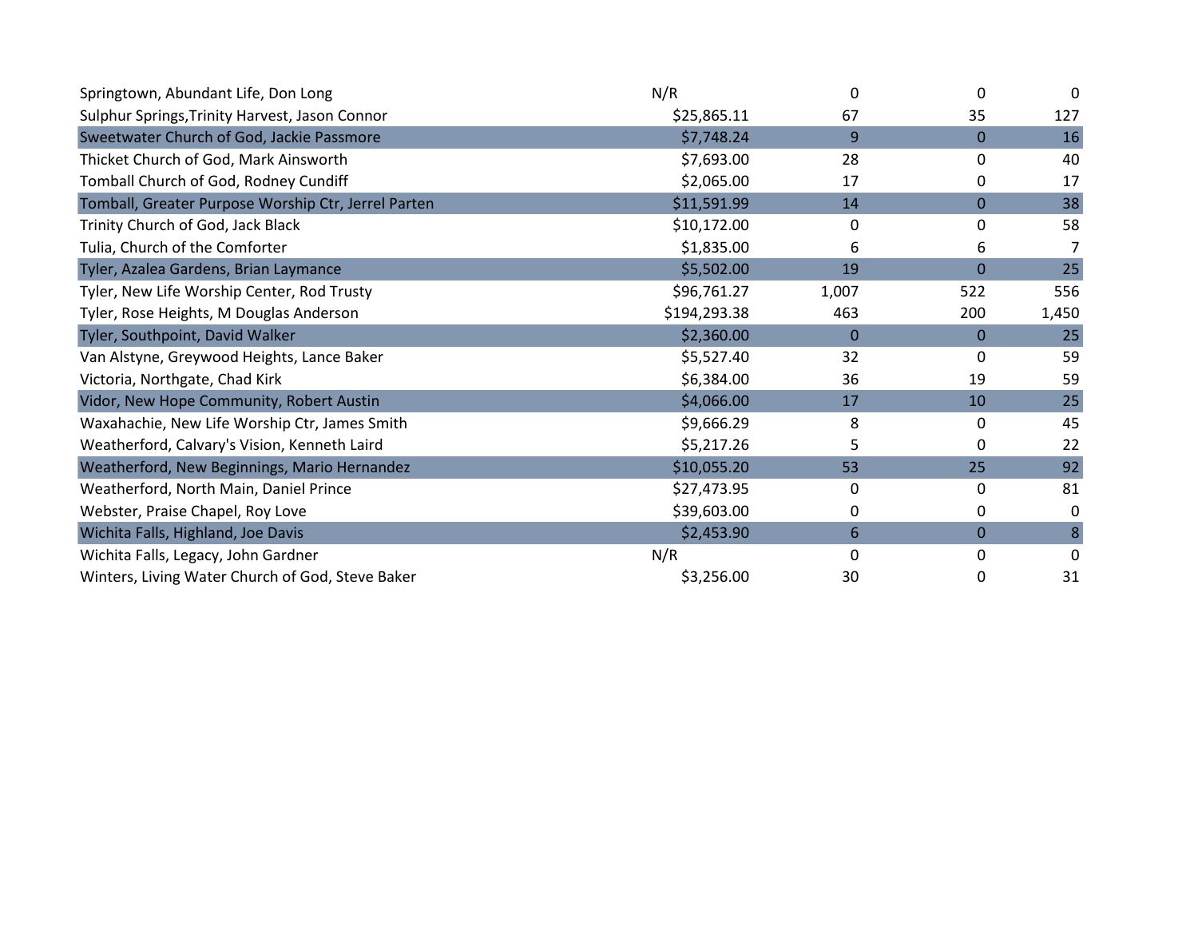| | | | | |
|---|---|---|---|---|
| Springtown, Abundant Life, Don Long | N/R | 0 | 0 | 0 |
| Sulphur Springs,Trinity Harvest, Jason Connor | $25,865.11 | 67 | 35 | 127 |
| Sweetwater Church of God, Jackie Passmore | $7,748.24 | 9 | 0 | 16 |
| Thicket Church of God, Mark Ainsworth | $7,693.00 | 28 | 0 | 40 |
| Tomball Church of God, Rodney Cundiff | $2,065.00 | 17 | 0 | 17 |
| Tomball, Greater Purpose Worship Ctr, Jerrel Parten | $11,591.99 | 14 | 0 | 38 |
| Trinity Church of God, Jack Black | $10,172.00 | 0 | 0 | 58 |
| Tulia, Church of the Comforter | $1,835.00 | 6 | 6 | 7 |
| Tyler, Azalea Gardens, Brian Laymance | $5,502.00 | 19 | 0 | 25 |
| Tyler, New Life Worship Center, Rod Trusty | $96,761.27 | 1,007 | 522 | 556 |
| Tyler, Rose Heights, M Douglas Anderson | $194,293.38 | 463 | 200 | 1,450 |
| Tyler, Southpoint, David Walker | $2,360.00 | 0 | 0 | 25 |
| Van Alstyne, Greywood Heights, Lance Baker | $5,527.40 | 32 | 0 | 59 |
| Victoria, Northgate, Chad Kirk | $6,384.00 | 36 | 19 | 59 |
| Vidor, New Hope Community, Robert Austin | $4,066.00 | 17 | 10 | 25 |
| Waxahachie, New Life Worship Ctr, James Smith | $9,666.29 | 8 | 0 | 45 |
| Weatherford, Calvary's Vision, Kenneth Laird | $5,217.26 | 5 | 0 | 22 |
| Weatherford, New Beginnings, Mario Hernandez | $10,055.20 | 53 | 25 | 92 |
| Weatherford, North Main, Daniel Prince | $27,473.95 | 0 | 0 | 81 |
| Webster, Praise Chapel, Roy Love | $39,603.00 | 0 | 0 | 0 |
| Wichita Falls, Highland, Joe Davis | $2,453.90 | 6 | 0 | 8 |
| Wichita Falls, Legacy, John Gardner | N/R | 0 | 0 | 0 |
| Winters, Living Water Church of God, Steve Baker | $3,256.00 | 30 | 0 | 31 |